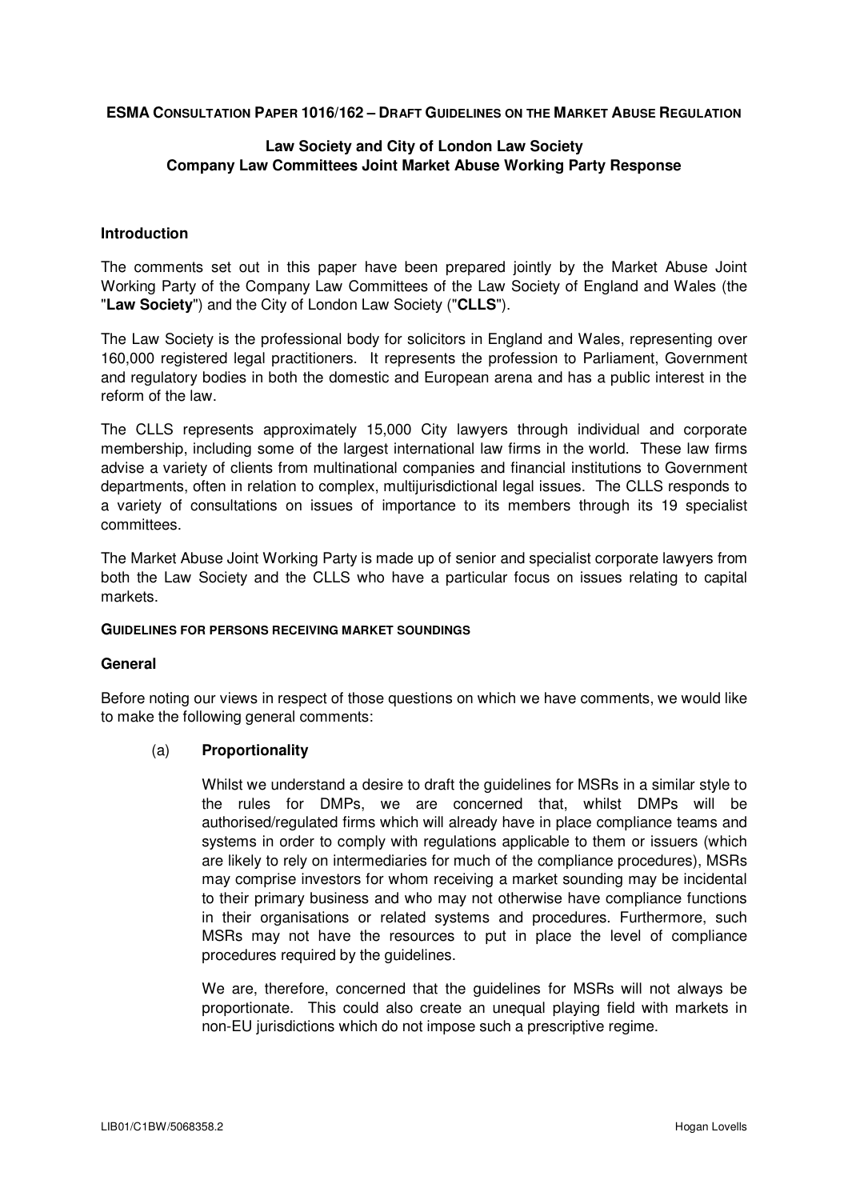**ESMA CONSULTATION PAPER 1016/162 – DRAFT GUIDELINES ON THE MARKET ABUSE REGULATION**

**Law Society and City of London Law Society**
**Company Law Committees Joint Market Abuse Working Party Response**

### Introduction

The comments set out in this paper have been prepared jointly by the Market Abuse Joint Working Party of the Company Law Committees of the Law Society of England and Wales (the "**Law Society**") and the City of London Law Society ("**CLLS**").

The Law Society is the professional body for solicitors in England and Wales, representing over 160,000 registered legal practitioners. It represents the profession to Parliament, Government and regulatory bodies in both the domestic and European arena and has a public interest in the reform of the law.

The CLLS represents approximately 15,000 City lawyers through individual and corporate membership, including some of the largest international law firms in the world. These law firms advise a variety of clients from multinational companies and financial institutions to Government departments, often in relation to complex, multijurisdictional legal issues. The CLLS responds to a variety of consultations on issues of importance to its members through its 19 specialist committees.

The Market Abuse Joint Working Party is made up of senior and specialist corporate lawyers from both the Law Society and the CLLS who have a particular focus on issues relating to capital markets.

**GUIDELINES FOR PERSONS RECEIVING MARKET SOUNDINGS**

### General

Before noting our views in respect of those questions on which we have comments, we would like to make the following general comments:

(a) **Proportionality**

Whilst we understand a desire to draft the guidelines for MSRs in a similar style to the rules for DMPs, we are concerned that, whilst DMPs will be authorised/regulated firms which will already have in place compliance teams and systems in order to comply with regulations applicable to them or issuers (which are likely to rely on intermediaries for much of the compliance procedures), MSRs may comprise investors for whom receiving a market sounding may be incidental to their primary business and who may not otherwise have compliance functions in their organisations or related systems and procedures. Furthermore, such MSRs may not have the resources to put in place the level of compliance procedures required by the guidelines.

We are, therefore, concerned that the guidelines for MSRs will not always be proportionate. This could also create an unequal playing field with markets in non-EU jurisdictions which do not impose such a prescriptive regime.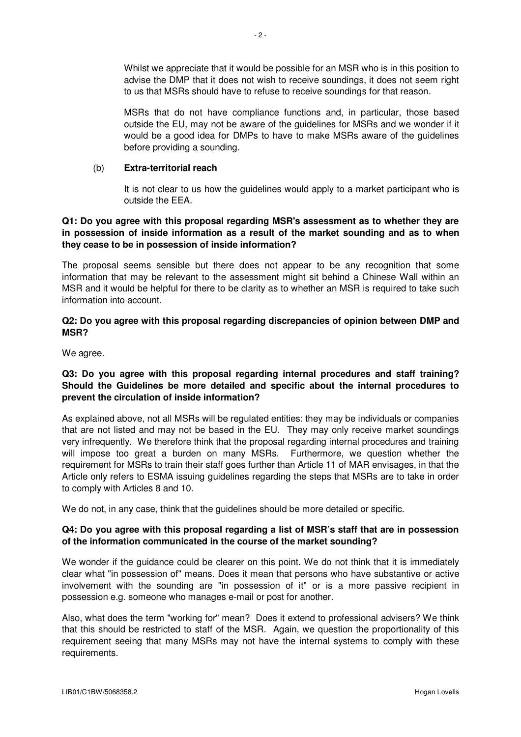Whilst we appreciate that it would be possible for an MSR who is in this position to advise the DMP that it does not wish to receive soundings, it does not seem right to us that MSRs should have to refuse to receive soundings for that reason.

MSRs that do not have compliance functions and, in particular, those based outside the EU, may not be aware of the guidelines for MSRs and we wonder if it would be a good idea for DMPs to have to make MSRs aware of the guidelines before providing a sounding.

(b) **Extra-territorial reach**

It is not clear to us how the guidelines would apply to a market participant who is outside the EEA.

**Q1: Do you agree with this proposal regarding MSR's assessment as to whether they are in possession of inside information as a result of the market sounding and as to when they cease to be in possession of inside information?**

The proposal seems sensible but there does not appear to be any recognition that some information that may be relevant to the assessment might sit behind a Chinese Wall within an MSR and it would be helpful for there to be clarity as to whether an MSR is required to take such information into account.

**Q2: Do you agree with this proposal regarding discrepancies of opinion between DMP and MSR?**

We agree.

**Q3: Do you agree with this proposal regarding internal procedures and staff training? Should the Guidelines be more detailed and specific about the internal procedures to prevent the circulation of inside information?**

As explained above, not all MSRs will be regulated entities: they may be individuals or companies that are not listed and may not be based in the EU. They may only receive market soundings very infrequently. We therefore think that the proposal regarding internal procedures and training will impose too great a burden on many MSRs. Furthermore, we question whether the requirement for MSRs to train their staff goes further than Article 11 of MAR envisages, in that the Article only refers to ESMA issuing guidelines regarding the steps that MSRs are to take in order to comply with Articles 8 and 10.

We do not, in any case, think that the guidelines should be more detailed or specific.

**Q4: Do you agree with this proposal regarding a list of MSR's staff that are in possession of the information communicated in the course of the market sounding?**

We wonder if the guidance could be clearer on this point. We do not think that it is immediately clear what "in possession of" means. Does it mean that persons who have substantive or active involvement with the sounding are "in possession of it" or is a more passive recipient in possession e.g. someone who manages e-mail or post for another.

Also, what does the term "working for" mean? Does it extend to professional advisers? We think that this should be restricted to staff of the MSR. Again, we question the proportionality of this requirement seeing that many MSRs may not have the internal systems to comply with these requirements.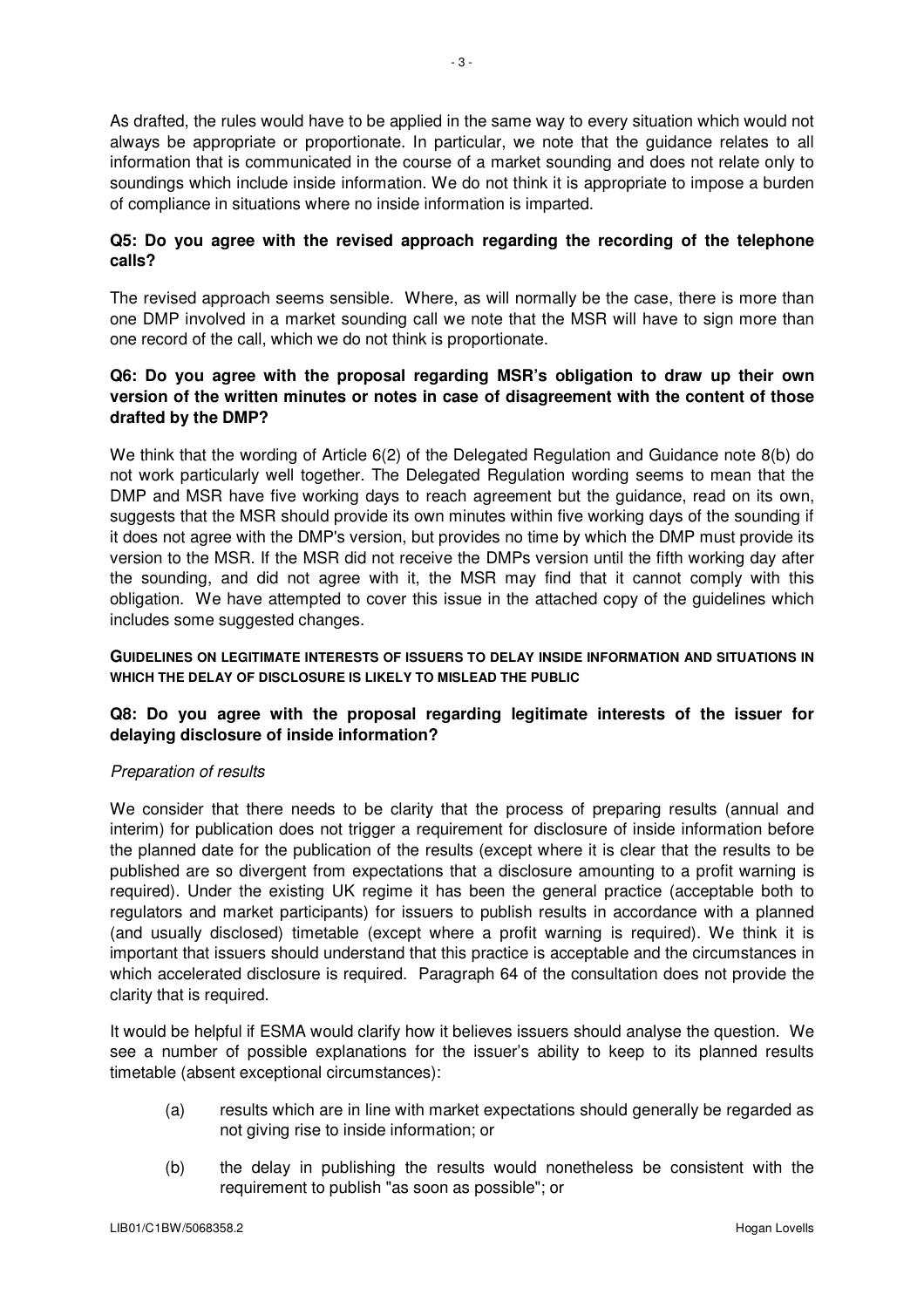As drafted, the rules would have to be applied in the same way to every situation which would not always be appropriate or proportionate. In particular, we note that the guidance relates to all information that is communicated in the course of a market sounding and does not relate only to soundings which include inside information. We do not think it is appropriate to impose a burden of compliance in situations where no inside information is imparted.

**Q5: Do you agree with the revised approach regarding the recording of the telephone calls?**

The revised approach seems sensible. Where, as will normally be the case, there is more than one DMP involved in a market sounding call we note that the MSR will have to sign more than one record of the call, which we do not think is proportionate.

**Q6: Do you agree with the proposal regarding MSR's obligation to draw up their own version of the written minutes or notes in case of disagreement with the content of those drafted by the DMP?**

We think that the wording of Article 6(2) of the Delegated Regulation and Guidance note 8(b) do not work particularly well together. The Delegated Regulation wording seems to mean that the DMP and MSR have five working days to reach agreement but the guidance, read on its own, suggests that the MSR should provide its own minutes within five working days of the sounding if it does not agree with the DMP's version, but provides no time by which the DMP must provide its version to the MSR. If the MSR did not receive the DMPs version until the fifth working day after the sounding, and did not agree with it, the MSR may find that it cannot comply with this obligation. We have attempted to cover this issue in the attached copy of the guidelines which includes some suggested changes.

**GUIDELINES ON LEGITIMATE INTERESTS OF ISSUERS TO DELAY INSIDE INFORMATION AND SITUATIONS IN WHICH THE DELAY OF DISCLOSURE IS LIKELY TO MISLEAD THE PUBLIC**

**Q8: Do you agree with the proposal regarding legitimate interests of the issuer for delaying disclosure of inside information?**

*Preparation of results*

We consider that there needs to be clarity that the process of preparing results (annual and interim) for publication does not trigger a requirement for disclosure of inside information before the planned date for the publication of the results (except where it is clear that the results to be published are so divergent from expectations that a disclosure amounting to a profit warning is required). Under the existing UK regime it has been the general practice (acceptable both to regulators and market participants) for issuers to publish results in accordance with a planned (and usually disclosed) timetable (except where a profit warning is required). We think it is important that issuers should understand that this practice is acceptable and the circumstances in which accelerated disclosure is required. Paragraph 64 of the consultation does not provide the clarity that is required.

It would be helpful if ESMA would clarify how it believes issuers should analyse the question. We see a number of possible explanations for the issuer's ability to keep to its planned results timetable (absent exceptional circumstances):

(a) results which are in line with market expectations should generally be regarded as not giving rise to inside information; or

(b) the delay in publishing the results would nonetheless be consistent with the requirement to publish "as soon as possible"; or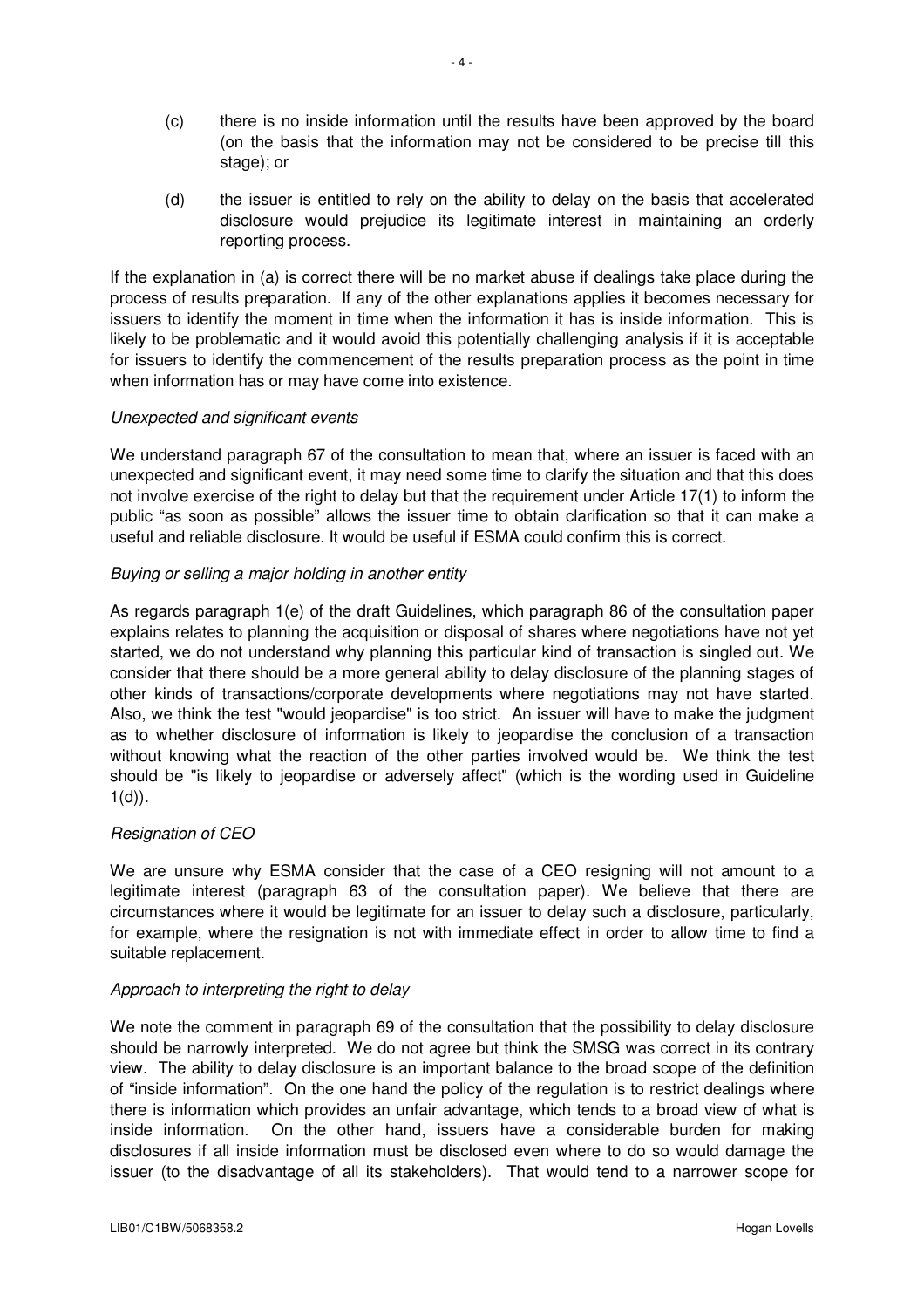(c) there is no inside information until the results have been approved by the board (on the basis that the information may not be considered to be precise till this stage); or

(d) the issuer is entitled to rely on the ability to delay on the basis that accelerated disclosure would prejudice its legitimate interest in maintaining an orderly reporting process.

If the explanation in (a) is correct there will be no market abuse if dealings take place during the process of results preparation. If any of the other explanations applies it becomes necessary for issuers to identify the moment in time when the information it has is inside information. This is likely to be problematic and it would avoid this potentially challenging analysis if it is acceptable for issuers to identify the commencement of the results preparation process as the point in time when information has or may have come into existence.

*Unexpected and significant events*

We understand paragraph 67 of the consultation to mean that, where an issuer is faced with an unexpected and significant event, it may need some time to clarify the situation and that this does not involve exercise of the right to delay but that the requirement under Article 17(1) to inform the public "as soon as possible" allows the issuer time to obtain clarification so that it can make a useful and reliable disclosure. It would be useful if ESMA could confirm this is correct.

*Buying or selling a major holding in another entity*

As regards paragraph 1(e) of the draft Guidelines, which paragraph 86 of the consultation paper explains relates to planning the acquisition or disposal of shares where negotiations have not yet started, we do not understand why planning this particular kind of transaction is singled out. We consider that there should be a more general ability to delay disclosure of the planning stages of other kinds of transactions/corporate developments where negotiations may not have started. Also, we think the test "would jeopardise" is too strict. An issuer will have to make the judgment as to whether disclosure of information is likely to jeopardise the conclusion of a transaction without knowing what the reaction of the other parties involved would be. We think the test should be "is likely to jeopardise or adversely affect" (which is the wording used in Guideline 1(d)).

*Resignation of CEO*

We are unsure why ESMA consider that the case of a CEO resigning will not amount to a legitimate interest (paragraph 63 of the consultation paper). We believe that there are circumstances where it would be legitimate for an issuer to delay such a disclosure, particularly, for example, where the resignation is not with immediate effect in order to allow time to find a suitable replacement.

*Approach to interpreting the right to delay*

We note the comment in paragraph 69 of the consultation that the possibility to delay disclosure should be narrowly interpreted. We do not agree but think the SMSG was correct in its contrary view. The ability to delay disclosure is an important balance to the broad scope of the definition of "inside information". On the one hand the policy of the regulation is to restrict dealings where there is information which provides an unfair advantage, which tends to a broad view of what is inside information. On the other hand, issuers have a considerable burden for making disclosures if all inside information must be disclosed even where to do so would damage the issuer (to the disadvantage of all its stakeholders). That would tend to a narrower scope for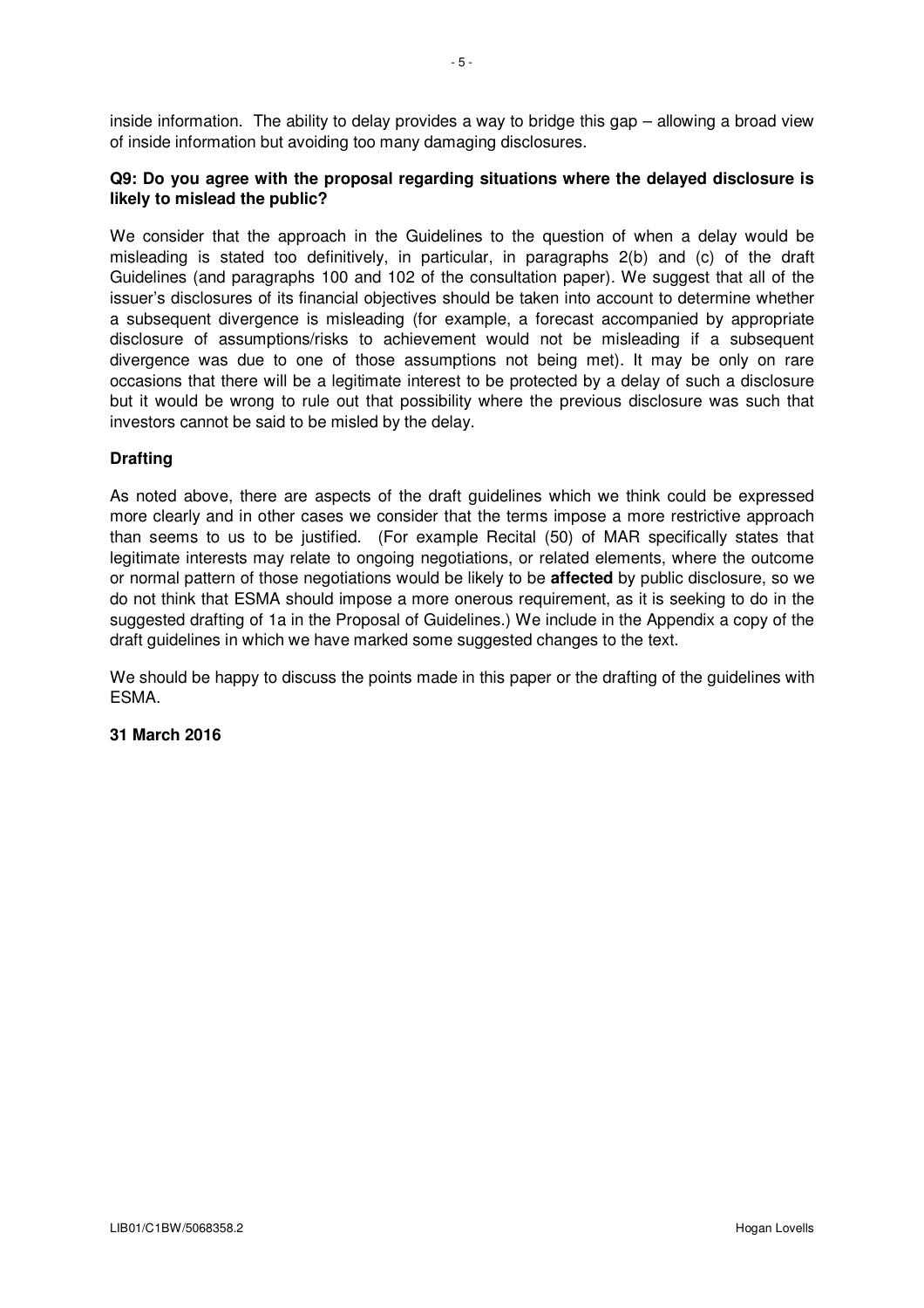inside information. The ability to delay provides a way to bridge this gap – allowing a broad view of inside information but avoiding too many damaging disclosures.

**Q9: Do you agree with the proposal regarding situations where the delayed disclosure is likely to mislead the public?**

We consider that the approach in the Guidelines to the question of when a delay would be misleading is stated too definitively, in particular, in paragraphs 2(b) and (c) of the draft Guidelines (and paragraphs 100 and 102 of the consultation paper). We suggest that all of the issuer's disclosures of its financial objectives should be taken into account to determine whether a subsequent divergence is misleading (for example, a forecast accompanied by appropriate disclosure of assumptions/risks to achievement would not be misleading if a subsequent divergence was due to one of those assumptions not being met). It may be only on rare occasions that there will be a legitimate interest to be protected by a delay of such a disclosure but it would be wrong to rule out that possibility where the previous disclosure was such that investors cannot be said to be misled by the delay.

**Drafting**

As noted above, there are aspects of the draft guidelines which we think could be expressed more clearly and in other cases we consider that the terms impose a more restrictive approach than seems to us to be justified. (For example Recital (50) of MAR specifically states that legitimate interests may relate to ongoing negotiations, or related elements, where the outcome or normal pattern of those negotiations would be likely to be **affected** by public disclosure, so we do not think that ESMA should impose a more onerous requirement, as it is seeking to do in the suggested drafting of 1a in the Proposal of Guidelines.) We include in the Appendix a copy of the draft guidelines in which we have marked some suggested changes to the text.

We should be happy to discuss the points made in this paper or the drafting of the guidelines with ESMA.

**31 March 2016**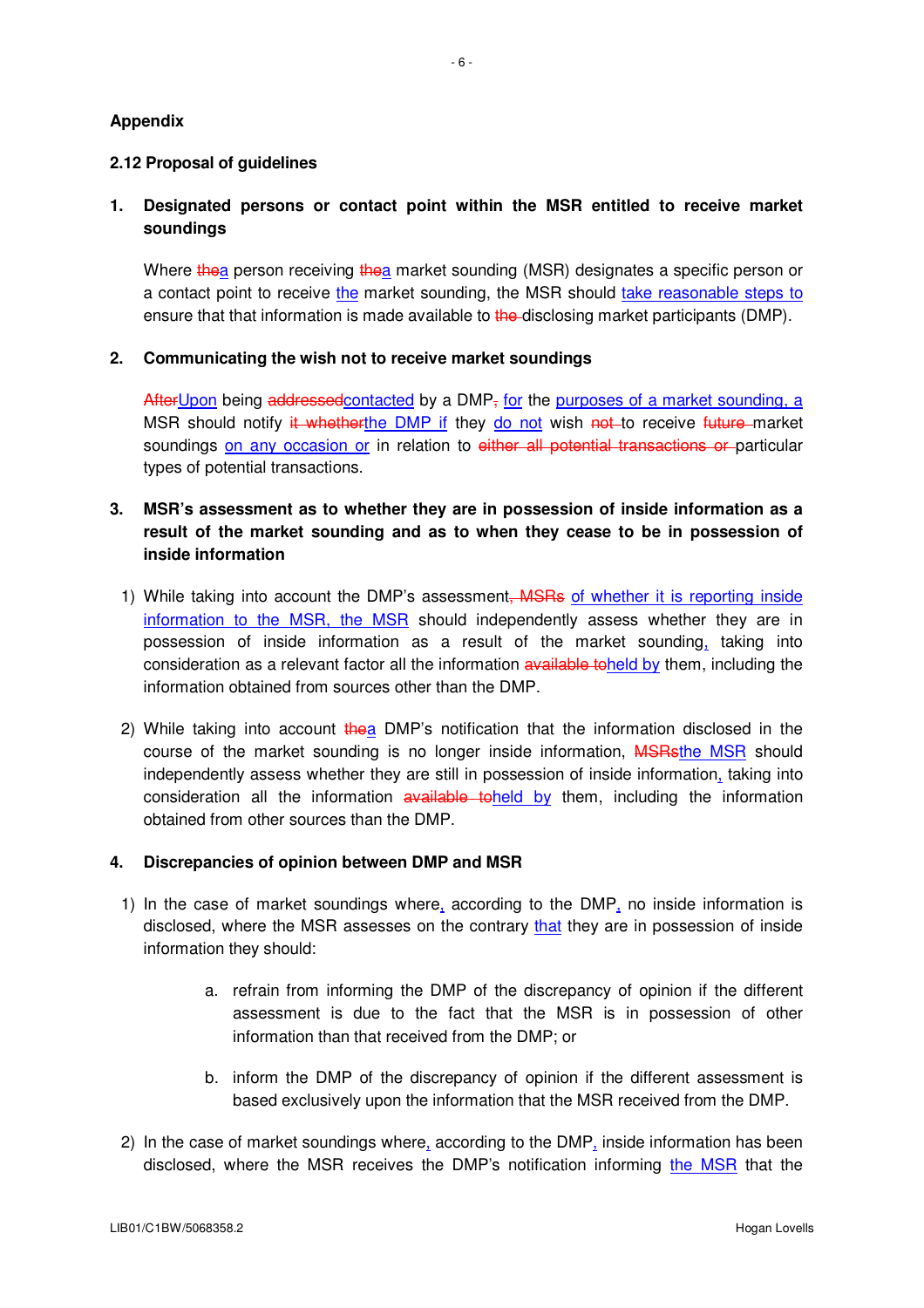## Appendix

### 2.12 Proposal of guidelines

**1. Designated persons or contact point within the MSR entitled to receive market soundings**

Where ~~the~~<u>a</u> person receiving ~~the~~<u>a</u> market sounding (MSR) designates a specific person or a contact point to receive <u>the</u> market sounding, the MSR should <u>take reasonable steps to</u> ensure that that information is made available to ~~the~~ disclosing market participants (DMP).

**2. Communicating the wish not to receive market soundings**

~~After~~<u>Upon</u> being ~~addressed~~<u>contacted</u> by a DMP~~,~~ <u>for</u> the <u>purposes of a market sounding, a</u> MSR should notify ~~it whether~~<u>the DMP if</u> they <u>do not</u> wish ~~not~~ to receive ~~future~~ market soundings <u>on any occasion or</u> in relation to ~~either all potential transactions or~~ particular types of potential transactions.

**3. MSR's assessment as to whether they are in possession of inside information as a result of the market sounding and as to when they cease to be in possession of inside information**

1) While taking into account the DMP's assessment~~, MSRs~~ <u>of whether it is reporting inside information to the MSR, the MSR</u> should independently assess whether they are in possession of inside information as a result of the market sounding<u>,</u> taking into consideration as a relevant factor all the information ~~available to~~<u>held by</u> them, including the information obtained from sources other than the DMP.

2) While taking into account ~~the~~<u>a</u> DMP's notification that the information disclosed in the course of the market sounding is no longer inside information, ~~MSRs~~<u>the MSR</u> should independently assess whether they are still in possession of inside information<u>,</u> taking into consideration all the information ~~available to~~<u>held by</u> them, including the information obtained from other sources than the DMP.

**4. Discrepancies of opinion between DMP and MSR**

1) In the case of market soundings where<u>,</u> according to the DMP<u>,</u> no inside information is disclosed, where the MSR assesses on the contrary <u>that</u> they are in possession of inside information they should:

   a. refrain from informing the DMP of the discrepancy of opinion if the different assessment is due to the fact that the MSR is in possession of other information than that received from the DMP; or

   b. inform the DMP of the discrepancy of opinion if the different assessment is based exclusively upon the information that the MSR received from the DMP.

2) In the case of market soundings where<u>,</u> according to the DMP<u>,</u> inside information has been disclosed, where the MSR receives the DMP's notification informing <u>the MSR</u> that the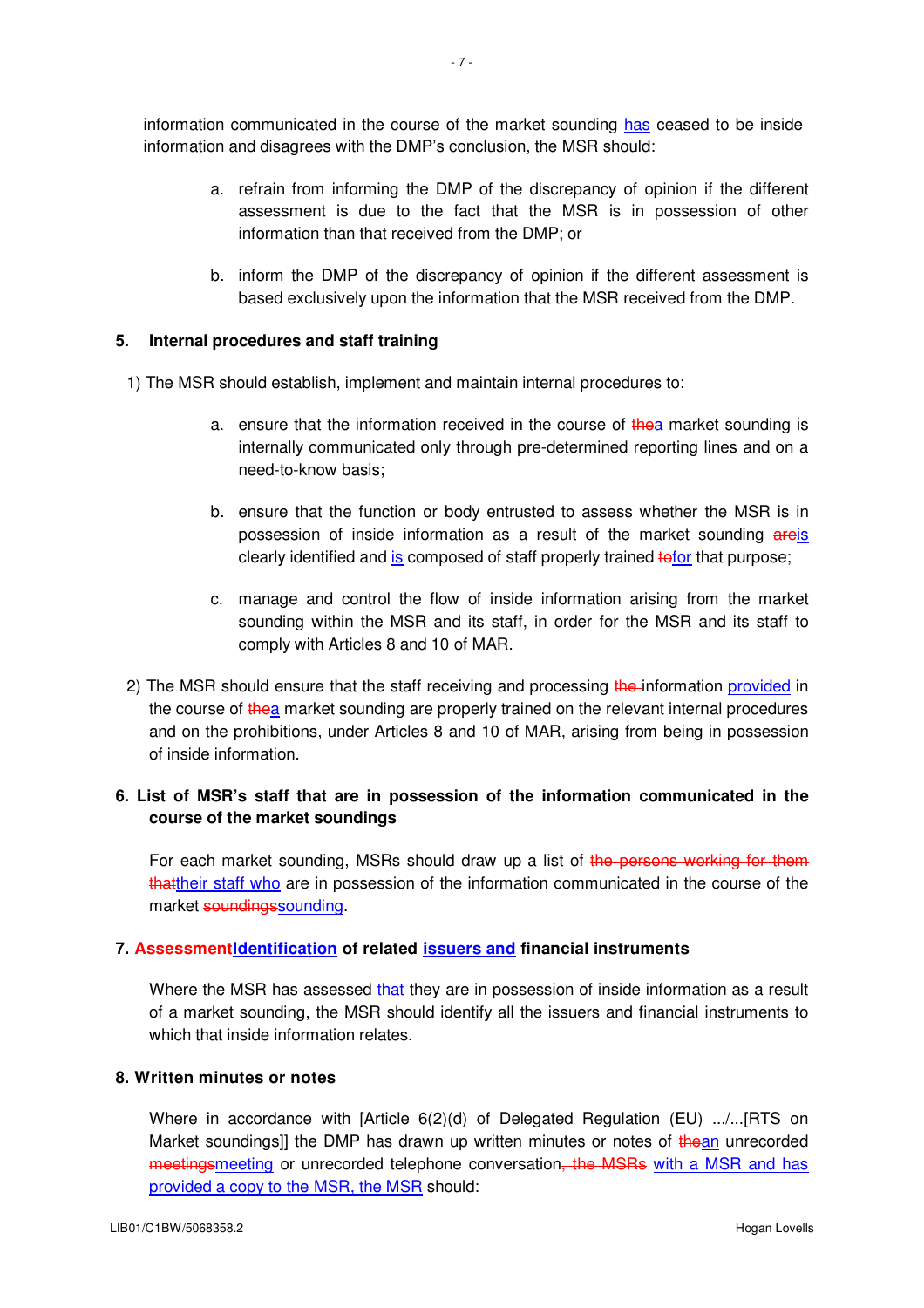information communicated in the course of the market sounding has ceased to be inside information and disagrees with the DMP's conclusion, the MSR should:

a. refrain from informing the DMP of the discrepancy of opinion if the different assessment is due to the fact that the MSR is in possession of other information than that received from the DMP; or

b. inform the DMP of the discrepancy of opinion if the different assessment is based exclusively upon the information that the MSR received from the DMP.

**5. Internal procedures and staff training**

1) The MSR should establish, implement and maintain internal procedures to:

a. ensure that the information received in the course of ~~the~~a market sounding is internally communicated only through pre-determined reporting lines and on a need-to-know basis;

b. ensure that the function or body entrusted to assess whether the MSR is in possession of inside information as a result of the market sounding ~~are~~is clearly identified and is composed of staff properly trained ~~to~~for that purpose;

c. manage and control the flow of inside information arising from the market sounding within the MSR and its staff, in order for the MSR and its staff to comply with Articles 8 and 10 of MAR.

2) The MSR should ensure that the staff receiving and processing ~~the~~ information provided in the course of ~~the~~a market sounding are properly trained on the relevant internal procedures and on the prohibitions, under Articles 8 and 10 of MAR, arising from being in possession of inside information.

**6. List of MSR's staff that are in possession of the information communicated in the course of the market soundings**

For each market sounding, MSRs should draw up a list of ~~the persons working for them that~~their staff who are in possession of the information communicated in the course of the market ~~soundings~~sounding.

**7. ~~Assessment~~Identification of related issuers and financial instruments**

Where the MSR has assessed that they are in possession of inside information as a result of a market sounding, the MSR should identify all the issuers and financial instruments to which that inside information relates.

**8. Written minutes or notes**

Where in accordance with [Article 6(2)(d) of Delegated Regulation (EU) .../...[RTS on Market soundings]] the DMP has drawn up written minutes or notes of ~~the~~an unrecorded ~~meetings~~meeting or unrecorded telephone conversation~~, the MSRs~~ with a MSR and has provided a copy to the MSR, the MSR should: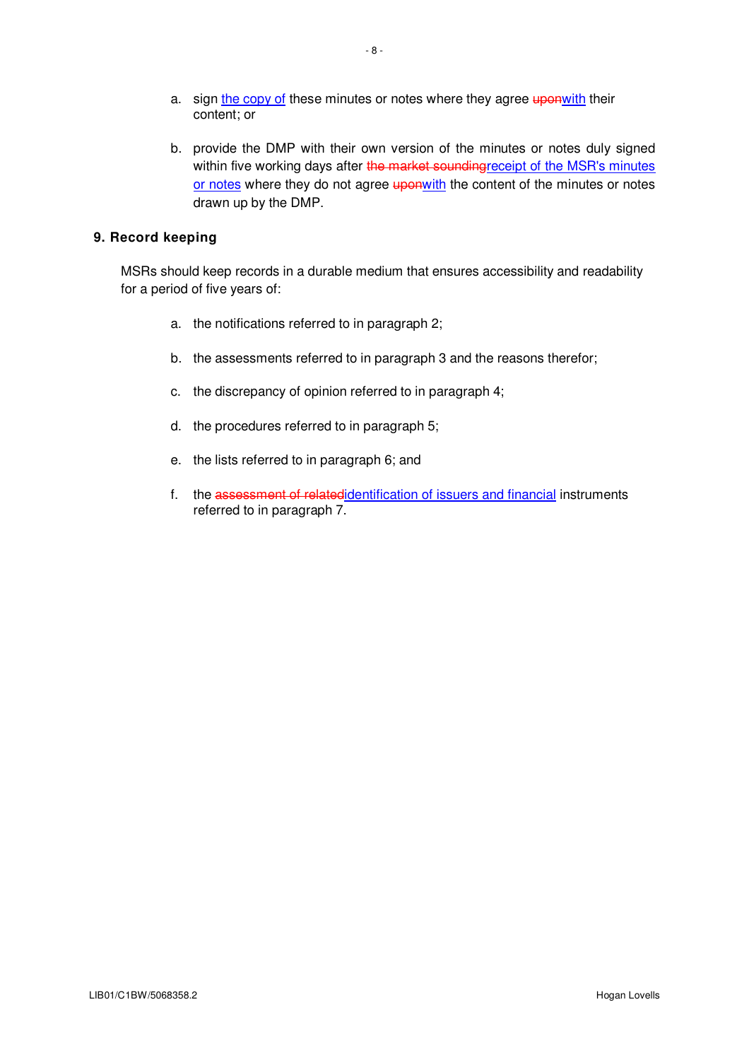a. sign the copy of these minutes or notes where they agree ~~upon~~with their content; or

b. provide the DMP with their own version of the minutes or notes duly signed within five working days after ~~the market sounding~~receipt of the MSR's minutes or notes where they do not agree ~~upon~~with the content of the minutes or notes drawn up by the DMP.

## 9. Record keeping

MSRs should keep records in a durable medium that ensures accessibility and readability for a period of five years of:

a. the notifications referred to in paragraph 2;

b. the assessments referred to in paragraph 3 and the reasons therefor;

c. the discrepancy of opinion referred to in paragraph 4;

d. the procedures referred to in paragraph 5;

e. the lists referred to in paragraph 6; and

f. the ~~assessment of related~~identification of issuers and financial instruments referred to in paragraph 7.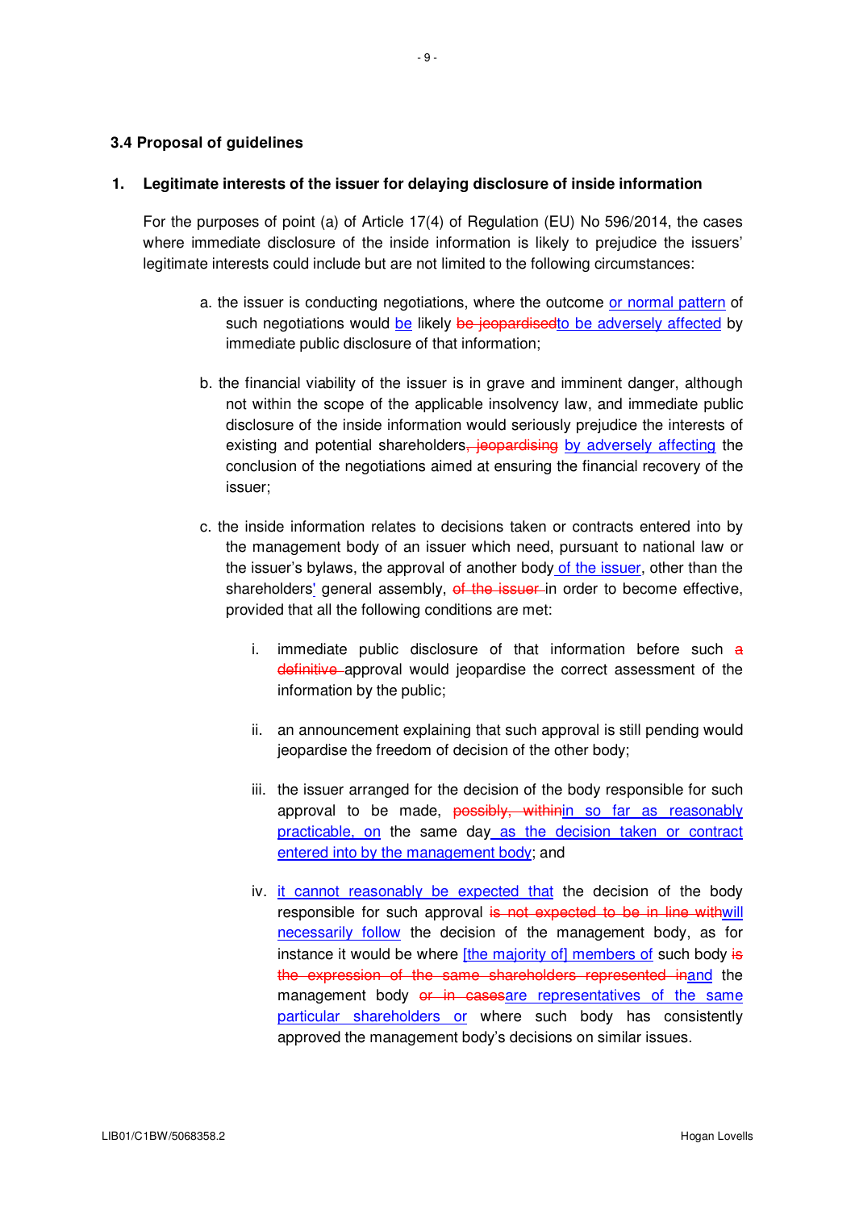### 3.4 Proposal of guidelines

**1. Legitimate interests of the issuer for delaying disclosure of inside information**

For the purposes of point (a) of Article 17(4) of Regulation (EU) No 596/2014, the cases where immediate disclosure of the inside information is likely to prejudice the issuers' legitimate interests could include but are not limited to the following circumstances:

a. the issuer is conducting negotiations, where the outcome <u>or normal pattern</u> of such negotiations would <u>be</u> likely ~~be jeopardised~~<u>to be adversely affected</u> by immediate public disclosure of that information;

b. the financial viability of the issuer is in grave and imminent danger, although not within the scope of the applicable insolvency law, and immediate public disclosure of the inside information would seriously prejudice the interests of existing and potential shareholders~~, jeopardising~~ <u>by adversely affecting</u> the conclusion of the negotiations aimed at ensuring the financial recovery of the issuer;

c. the inside information relates to decisions taken or contracts entered into by the management body of an issuer which need, pursuant to national law or the issuer's bylaws, the approval of another body<u> of the issuer</u>, other than the shareholders<u>'</u> general assembly, ~~of the issuer~~ in order to become effective, provided that all the following conditions are met:

   i. immediate public disclosure of that information before such ~~a definitive~~ approval would jeopardise the correct assessment of the information by the public;

   ii. an announcement explaining that such approval is still pending would jeopardise the freedom of decision of the other body;

   iii. the issuer arranged for the decision of the body responsible for such approval to be made, ~~possibly, within~~<u>in so far as reasonably practicable, on</u> the same day<u> as the decision taken or contract entered into by the management body</u>; and

   iv. <u>it cannot reasonably be expected that</u> the decision of the body responsible for such approval ~~is not expected to be in line with~~<u>will necessarily follow</u> the decision of the management body, as for instance it would be where <u>[the majority of] members of</u> such body ~~is the expression of the same shareholders represented in~~<u>and</u> the management body ~~or in cases~~<u>are representatives of the same particular shareholders or</u> where such body has consistently approved the management body's decisions on similar issues.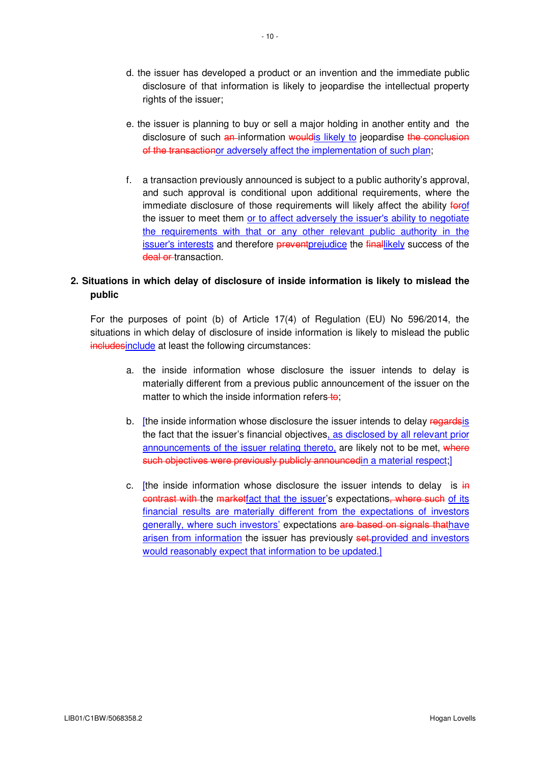d. the issuer has developed a product or an invention and the immediate public disclosure of that information is likely to jeopardise the intellectual property rights of the issuer;

e. the issuer is planning to buy or sell a major holding in another entity and the disclosure of such ~~an~~ information ~~would~~is likely to jeopardise ~~the conclusion of the transaction~~or adversely affect the implementation of such plan;

f. a transaction previously announced is subject to a public authority's approval, and such approval is conditional upon additional requirements, where the immediate disclosure of those requirements will likely affect the ability ~~for~~of the issuer to meet them or to affect adversely the issuer's ability to negotiate the requirements with that or any other relevant public authority in the issuer's interests and therefore ~~prevent~~prejudice the ~~final~~likely success of the ~~deal or~~ transaction.

**2. Situations in which delay of disclosure of inside information is likely to mislead the public**

For the purposes of point (b) of Article 17(4) of Regulation (EU) No 596/2014, the situations in which delay of disclosure of inside information is likely to mislead the public ~~includes~~include at least the following circumstances:

a. the inside information whose disclosure the issuer intends to delay is materially different from a previous public announcement of the issuer on the matter to which the inside information refers ~~to~~;

b. [the inside information whose disclosure the issuer intends to delay ~~regards~~is the fact that the issuer's financial objectives, as disclosed by all relevant prior announcements of the issuer relating thereto, are likely not to be met, ~~where such objectives were previously publicly announced~~in a material respect;]

c. [the inside information whose disclosure the issuer intends to delay is ~~in contrast with~~ the ~~market~~fact that the issuer's expectations~~, where such~~ of its financial results are materially different from the expectations of investors generally, where such investors' expectations ~~are based on signals that~~have arisen from information the issuer has previously ~~set.~~provided and investors would reasonably expect that information to be updated.]